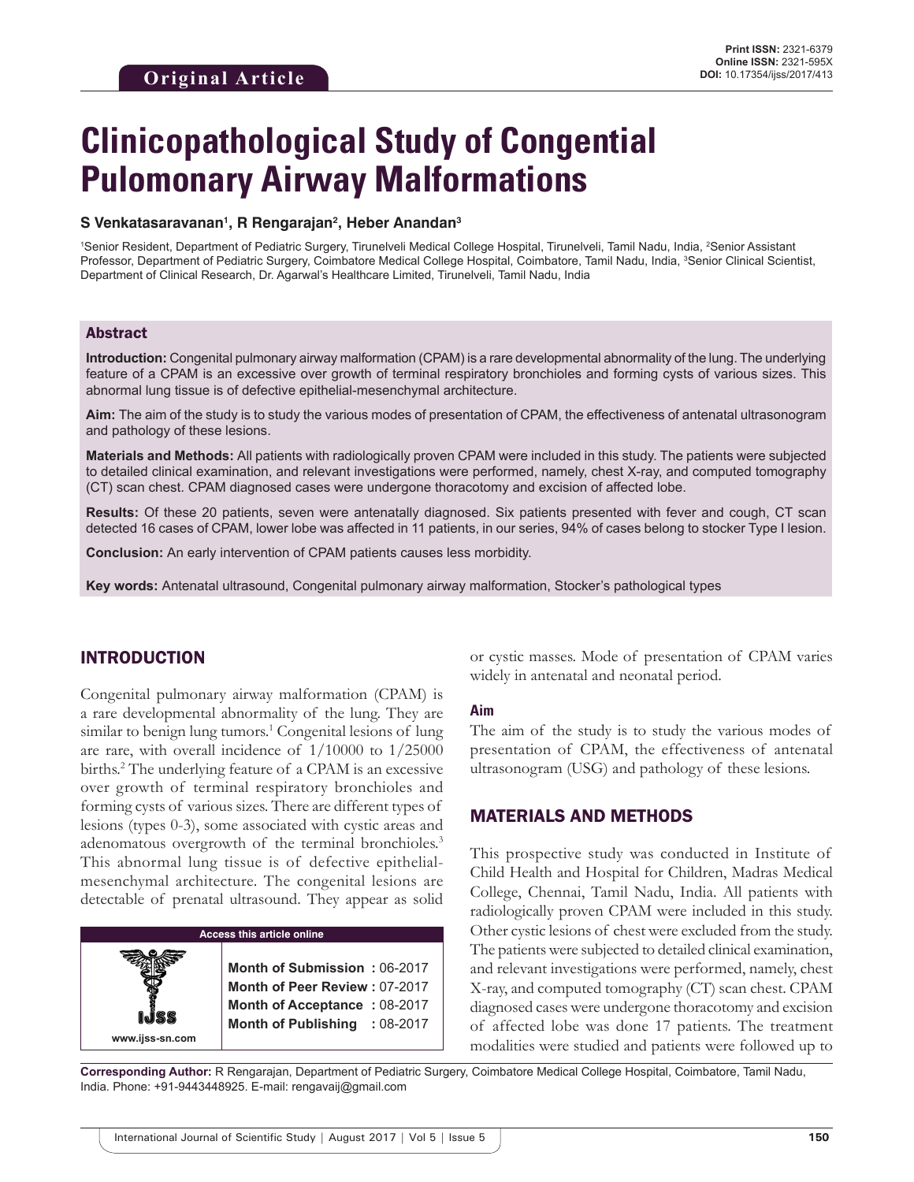Original Article

**Print ISSN:** 2321-6379
**Online ISSN:** 2321-595X
**DOI:** 10.17354/ijss/2017/413

# Clinicopathological Study of Congential Pulomonary Airway Malformations

**S Venkatasaravanan[1], R Rengarajan[2], Heber Anandan[3]**

[1]Senior Resident, Department of Pediatric Surgery, Tirunelveli Medical College Hospital, Tirunelveli, Tamil Nadu, India, [2]Senior Assistant Professor, Department of Pediatric Surgery, Coimbatore Medical College Hospital, Coimbatore, Tamil Nadu, India, [3]Senior Clinical Scientist, Department of Clinical Research, Dr. Agarwal's Healthcare Limited, Tirunelveli, Tamil Nadu, India

## Abstract

**Introduction:** Congenital pulmonary airway malformation (CPAM) is a rare developmental abnormality of the lung. The underlying feature of a CPAM is an excessive over growth of terminal respiratory bronchioles and forming cysts of various sizes. This abnormal lung tissue is of defective epithelial-mesenchymal architecture.

**Aim:** The aim of the study is to study the various modes of presentation of CPAM, the effectiveness of antenatal ultrasonogram and pathology of these lesions.

**Materials and Methods:** All patients with radiologically proven CPAM were included in this study. The patients were subjected to detailed clinical examination, and relevant investigations were performed, namely, chest X-ray, and computed tomography (CT) scan chest. CPAM diagnosed cases were undergone thoracotomy and excision of affected lobe.

**Results:** Of these 20 patients, seven were antenatally diagnosed. Six patients presented with fever and cough, CT scan detected 16 cases of CPAM, lower lobe was affected in 11 patients, in our series, 94% of cases belong to stocker Type I lesion.

**Conclusion:** An early intervention of CPAM patients causes less morbidity.

**Key words:** Antenatal ultrasound, Congenital pulmonary airway malformation, Stocker's pathological types

## INTRODUCTION

Congenital pulmonary airway malformation (CPAM) is a rare developmental abnormality of the lung. They are similar to benign lung tumors.[1] Congenital lesions of lung are rare, with overall incidence of 1/10000 to 1/25000 births.[2] The underlying feature of a CPAM is an excessive over growth of terminal respiratory bronchioles and forming cysts of various sizes. There are different types of lesions (types 0-3), some associated with cystic areas and adenomatous overgrowth of the terminal bronchioles.[3] This abnormal lung tissue is of defective epithelial-mesenchymal architecture. The congenital lesions are detectable of prenatal ultrasound. They appear as solid or cystic masses. Mode of presentation of CPAM varies widely in antenatal and neonatal period.

| Access this article online | |
|---|---|
| www.ijss-sn.com | **Month of Submission :** 06-2017<br>**Month of Peer Review :** 07-2017<br>**Month of Acceptance :** 08-2017<br>**Month of Publishing :** 08-2017 |

### Aim

The aim of the study is to study the various modes of presentation of CPAM, the effectiveness of antenatal ultrasonogram (USG) and pathology of these lesions.

## MATERIALS AND METHODS

This prospective study was conducted in Institute of Child Health and Hospital for Children, Madras Medical College, Chennai, Tamil Nadu, India. All patients with radiologically proven CPAM were included in this study. Other cystic lesions of chest were excluded from the study. The patients were subjected to detailed clinical examination, and relevant investigations were performed, namely, chest X-ray, and computed tomography (CT) scan chest. CPAM diagnosed cases were undergone thoracotomy and excision of affected lobe was done 17 patients. The treatment modalities were studied and patients were followed up to

**Corresponding Author:** R Rengarajan, Department of Pediatric Surgery, Coimbatore Medical College Hospital, Coimbatore, Tamil Nadu, India. Phone: +91-9443448925. E-mail: rengavaij@gmail.com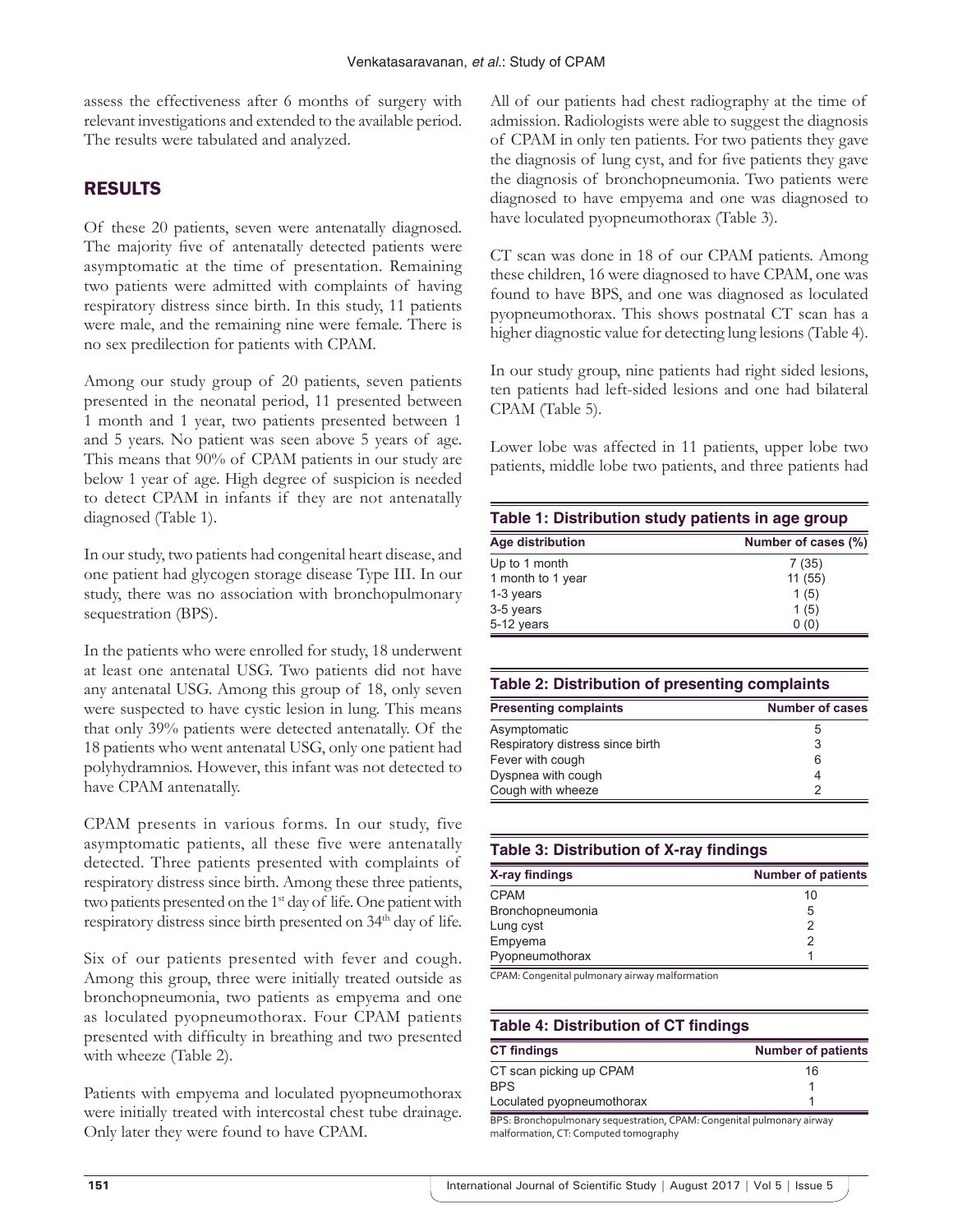assess the effectiveness after 6 months of surgery with relevant investigations and extended to the available period. The results were tabulated and analyzed.

## RESULTS

Of these 20 patients, seven were antenatally diagnosed. The majority five of antenatally detected patients were asymptomatic at the time of presentation. Remaining two patients were admitted with complaints of having respiratory distress since birth. In this study, 11 patients were male, and the remaining nine were female. There is no sex predilection for patients with CPAM.

Among our study group of 20 patients, seven patients presented in the neonatal period, 11 presented between 1 month and 1 year, two patients presented between 1 and 5 years. No patient was seen above 5 years of age. This means that 90% of CPAM patients in our study are below 1 year of age. High degree of suspicion is needed to detect CPAM in infants if they are not antenatally diagnosed (Table 1).

In our study, two patients had congenital heart disease, and one patient had glycogen storage disease Type III. In our study, there was no association with bronchopulmonary sequestration (BPS).

In the patients who were enrolled for study, 18 underwent at least one antenatal USG. Two patients did not have any antenatal USG. Among this group of 18, only seven were suspected to have cystic lesion in lung. This means that only 39% patients were detected antenatally. Of the 18 patients who went antenatal USG, only one patient had polyhydramnios. However, this infant was not detected to have CPAM antenatally.

CPAM presents in various forms. In our study, five asymptomatic patients, all these five were antenatally detected. Three patients presented with complaints of respiratory distress since birth. Among these three patients, two patients presented on the 1st day of life. One patient with respiratory distress since birth presented on 34th day of life.

Six of our patients presented with fever and cough. Among this group, three were initially treated outside as bronchopneumonia, two patients as empyema and one as loculated pyopneumothorax. Four CPAM patients presented with difficulty in breathing and two presented with wheeze (Table 2).

Patients with empyema and loculated pyopneumothorax were initially treated with intercostal chest tube drainage. Only later they were found to have CPAM.

All of our patients had chest radiography at the time of admission. Radiologists were able to suggest the diagnosis of CPAM in only ten patients. For two patients they gave the diagnosis of lung cyst, and for five patients they gave the diagnosis of bronchopneumonia. Two patients were diagnosed to have empyema and one was diagnosed to have loculated pyopneumothorax (Table 3).

CT scan was done in 18 of our CPAM patients. Among these children, 16 were diagnosed to have CPAM, one was found to have BPS, and one was diagnosed as loculated pyopneumothorax. This shows postnatal CT scan has a higher diagnostic value for detecting lung lesions (Table 4).

In our study group, nine patients had right sided lesions, ten patients had left-sided lesions and one had bilateral CPAM (Table 5).

Lower lobe was affected in 11 patients, upper lobe two patients, middle lobe two patients, and three patients had

**Table 1: Distribution study patients in age group**

| Age distribution | Number of cases (%) |
|---|---|
| Up to 1 month | 7 (35) |
| 1 month to 1 year | 11 (55) |
| 1-3 years | 1 (5) |
| 3-5 years | 1 (5) |
| 5-12 years | 0 (0) |

**Table 2: Distribution of presenting complaints**

| Presenting complaints | Number of cases |
|---|---|
| Asymptomatic | 5 |
| Respiratory distress since birth | 3 |
| Fever with cough | 6 |
| Dyspnea with cough | 4 |
| Cough with wheeze | 2 |

**Table 3: Distribution of X-ray findings**

| X-ray findings | Number of patients |
|---|---|
| CPAM | 10 |
| Bronchopneumonia | 5 |
| Lung cyst | 2 |
| Empyema | 2 |
| Pyopneumothorax | 1 |

CPAM: Congenital pulmonary airway malformation

**Table 4: Distribution of CT findings**

| CT findings | Number of patients |
|---|---|
| CT scan picking up CPAM | 16 |
| BPS | 1 |
| Loculated pyopneumothorax | 1 |

BPS: Bronchopulmonary sequestration, CPAM: Congenital pulmonary airway malformation, CT: Computed tomography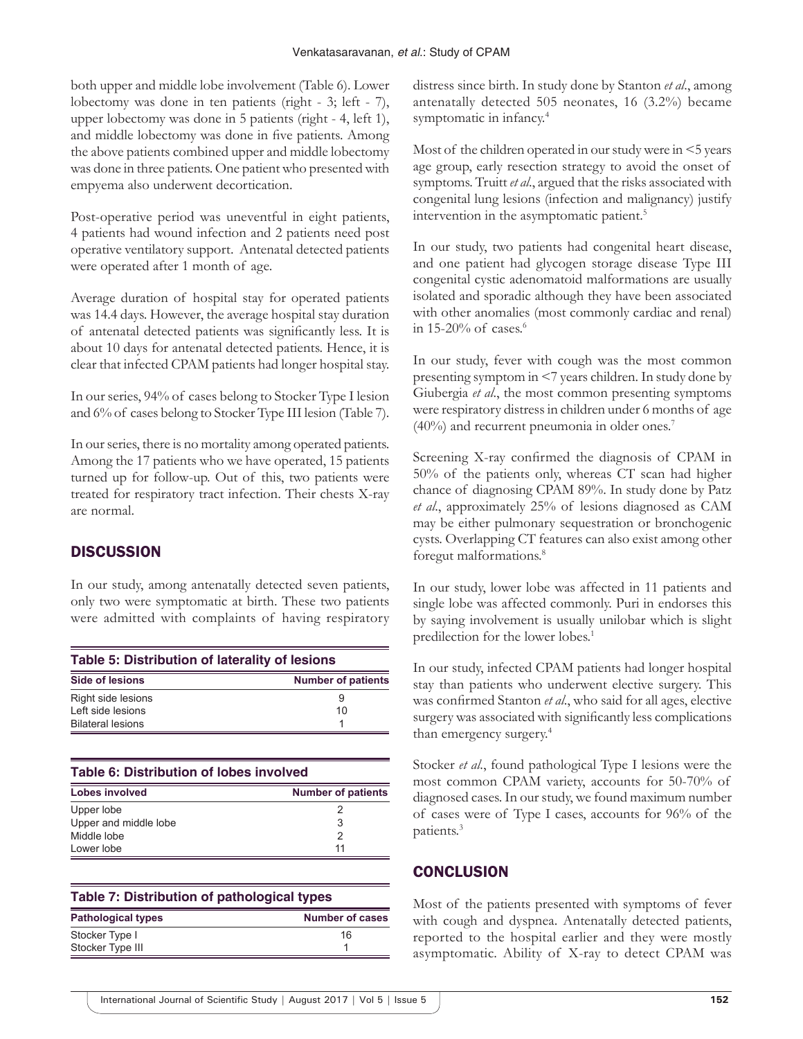both upper and middle lobe involvement (Table 6). Lower lobectomy was done in ten patients (right - 3; left - 7), upper lobectomy was done in 5 patients (right - 4, left 1), and middle lobectomy was done in five patients. Among the above patients combined upper and middle lobectomy was done in three patients. One patient who presented with empyema also underwent decortication.

Post-operative period was uneventful in eight patients, 4 patients had wound infection and 2 patients need post operative ventilatory support. Antenatal detected patients were operated after 1 month of age.

Average duration of hospital stay for operated patients was 14.4 days. However, the average hospital stay duration of antenatal detected patients was significantly less. It is about 10 days for antenatal detected patients. Hence, it is clear that infected CPAM patients had longer hospital stay.

In our series, 94% of cases belong to Stocker Type I lesion and 6% of cases belong to Stocker Type III lesion (Table 7).

In our series, there is no mortality among operated patients. Among the 17 patients who we have operated, 15 patients turned up for follow-up. Out of this, two patients were treated for respiratory tract infection. Their chests X-ray are normal.

## DISCUSSION

In our study, among antenatally detected seven patients, only two were symptomatic at birth. These two patients were admitted with complaints of having respiratory distress since birth. In study done by Stanton *et al*., among antenatally detected 505 neonates, 16 (3.2%) became symptomatic in infancy.[4]

**Table 5: Distribution of laterality of lesions**

| Side of lesions | Number of patients |
|---|---|
| Right side lesions | 9 |
| Left side lesions | 10 |
| Bilateral lesions | 1 |

**Table 6: Distribution of lobes involved**

| Lobes involved | Number of patients |
|---|---|
| Upper lobe | 2 |
| Upper and middle lobe | 3 |
| Middle lobe | 2 |
| Lower lobe | 11 |

**Table 7: Distribution of pathological types**

| Pathological types | Number of cases |
|---|---|
| Stocker Type I | 16 |
| Stocker Type III | 1 |

Most of the children operated in our study were in <5 years age group, early resection strategy to avoid the onset of symptoms. Truitt *et al*., argued that the risks associated with congenital lung lesions (infection and malignancy) justify intervention in the asymptomatic patient.[5]

In our study, two patients had congenital heart disease, and one patient had glycogen storage disease Type III congenital cystic adenomatoid malformations are usually isolated and sporadic although they have been associated with other anomalies (most commonly cardiac and renal) in 15-20% of cases.[6]

In our study, fever with cough was the most common presenting symptom in <7 years children. In study done by Giubergia *et al*., the most common presenting symptoms were respiratory distress in children under 6 months of age (40%) and recurrent pneumonia in older ones.[7]

Screening X-ray confirmed the diagnosis of CPAM in 50% of the patients only, whereas CT scan had higher chance of diagnosing CPAM 89%. In study done by Patz *et al*., approximately 25% of lesions diagnosed as CAM may be either pulmonary sequestration or bronchogenic cysts. Overlapping CT features can also exist among other foregut malformations.[8]

In our study, lower lobe was affected in 11 patients and single lobe was affected commonly. Puri in endorses this by saying involvement is usually unilobar which is slight predilection for the lower lobes.[1]

In our study, infected CPAM patients had longer hospital stay than patients who underwent elective surgery. This was confirmed Stanton *et al*., who said for all ages, elective surgery was associated with significantly less complications than emergency surgery.[4]

Stocker *et al*., found pathological Type I lesions were the most common CPAM variety, accounts for 50-70% of diagnosed cases. In our study, we found maximum number of cases were of Type I cases, accounts for 96% of the patients.[3]

## CONCLUSION

Most of the patients presented with symptoms of fever with cough and dyspnea. Antenatally detected patients, reported to the hospital earlier and they were mostly asymptomatic. Ability of X-ray to detect CPAM was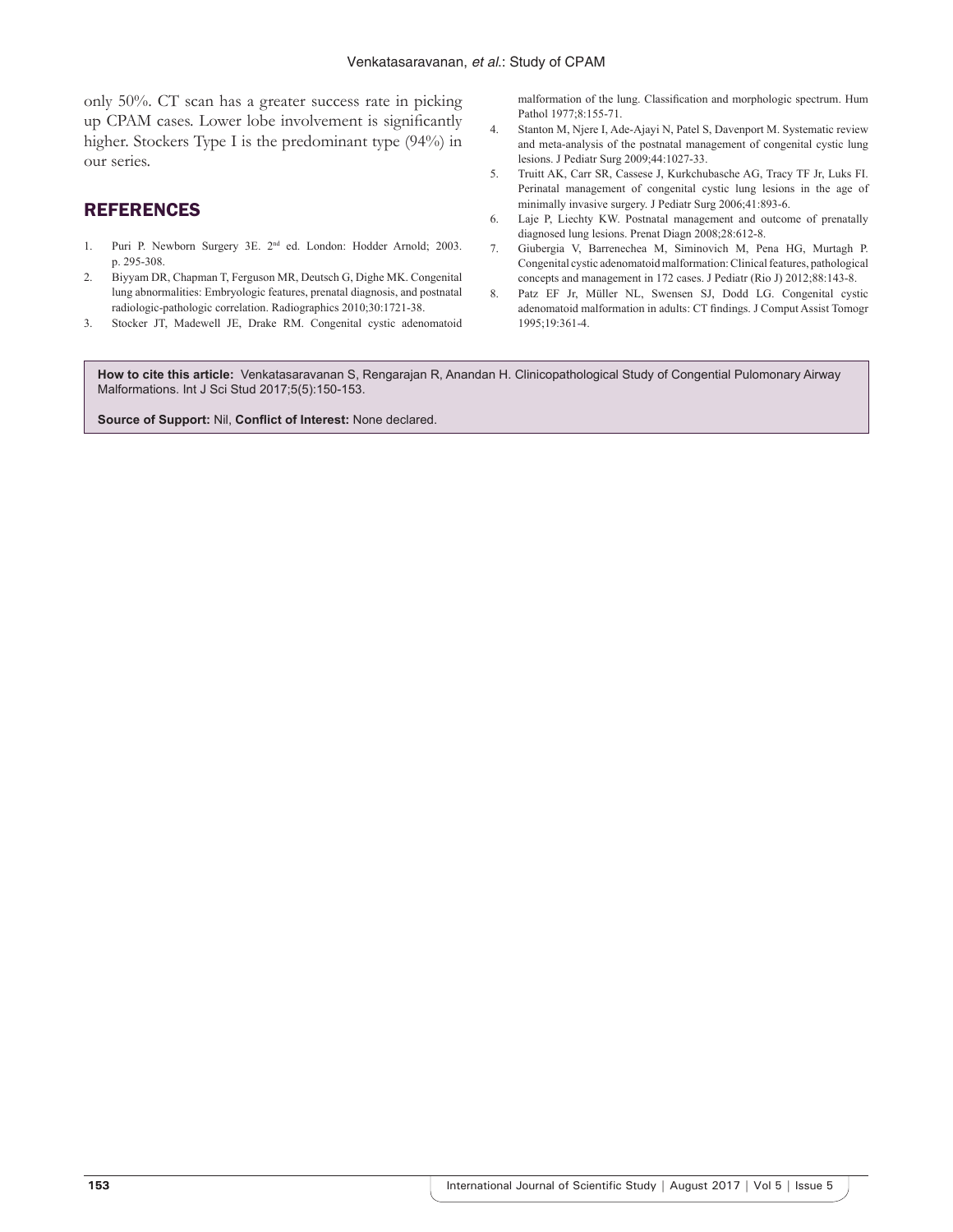only 50%. CT scan has a greater success rate in picking up CPAM cases. Lower lobe involvement is significantly higher. Stockers Type I is the predominant type (94%) in our series.

## REFERENCES

1. Puri P. Newborn Surgery 3E. 2nd ed. London: Hodder Arnold; 2003. p. 295-308.
2. Biyyam DR, Chapman T, Ferguson MR, Deutsch G, Dighe MK. Congenital lung abnormalities: Embryologic features, prenatal diagnosis, and postnatal radiologic-pathologic correlation. Radiographics 2010;30:1721-38.
3. Stocker JT, Madewell JE, Drake RM. Congenital cystic adenomatoid malformation of the lung. Classification and morphologic spectrum. Hum Pathol 1977;8:155-71.
4. Stanton M, Njere I, Ade-Ajayi N, Patel S, Davenport M. Systematic review and meta-analysis of the postnatal management of congenital cystic lung lesions. J Pediatr Surg 2009;44:1027-33.
5. Truitt AK, Carr SR, Cassese J, Kurkchubasche AG, Tracy TF Jr, Luks FI. Perinatal management of congenital cystic lung lesions in the age of minimally invasive surgery. J Pediatr Surg 2006;41:893-6.
6. Laje P, Liechty KW. Postnatal management and outcome of prenatally diagnosed lung lesions. Prenat Diagn 2008;28:612-8.
7. Giubergia V, Barrenechea M, Siminovich M, Pena HG, Murtagh P. Congenital cystic adenomatoid malformation: Clinical features, pathological concepts and management in 172 cases. J Pediatr (Rio J) 2012;88:143-8.
8. Patz EF Jr, Müller NL, Swensen SJ, Dodd LG. Congenital cystic adenomatoid malformation in adults: CT findings. J Comput Assist Tomogr 1995;19:361-4.

**How to cite this article:** Venkatasaravanan S, Rengarajan R, Anandan H. Clinicopathological Study of Congential Pulomonary Airway Malformations. Int J Sci Stud 2017;5(5):150-153.

**Source of Support:** Nil, **Conflict of Interest:** None declared.